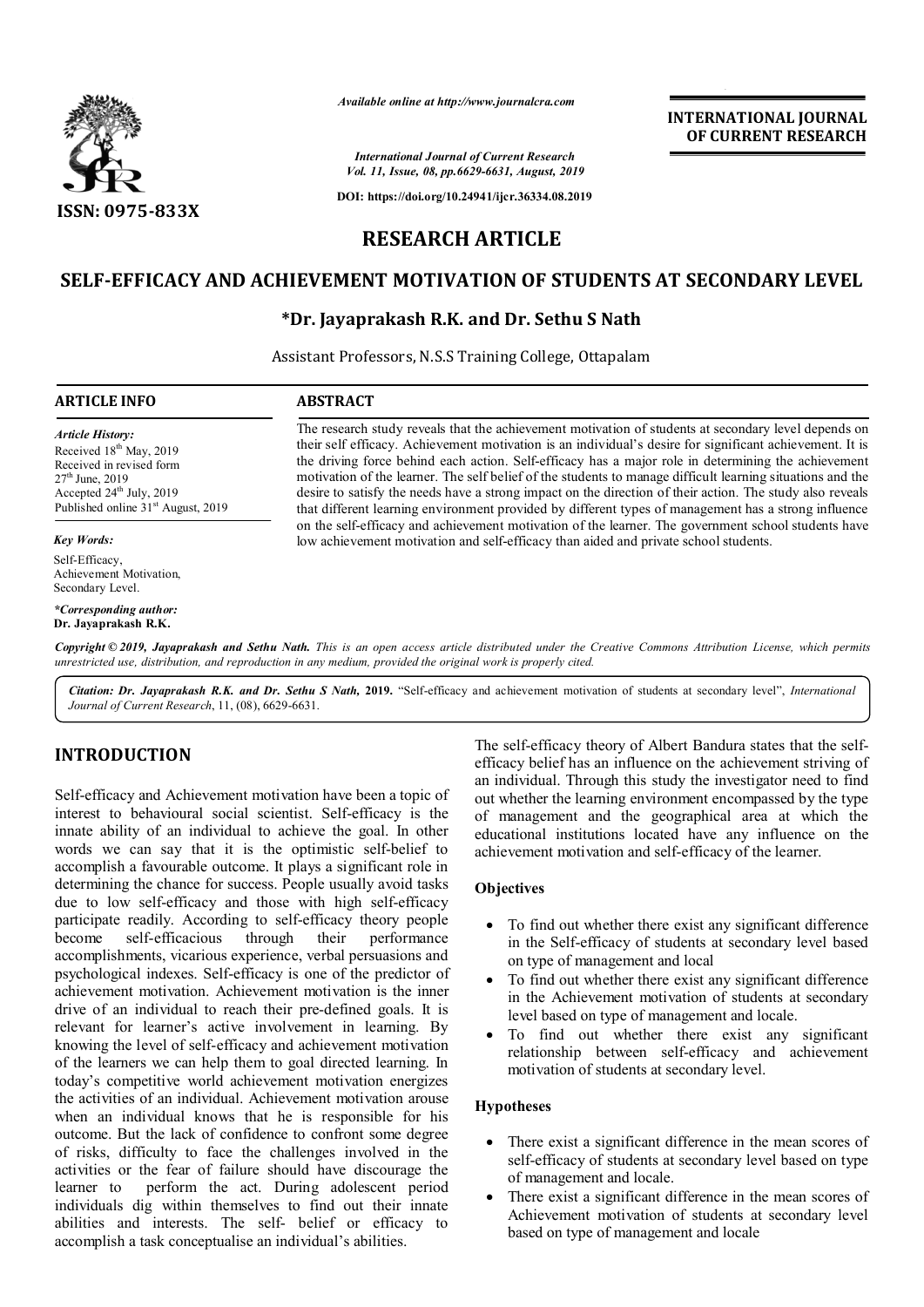Available online at http://www.journalcra.com

International Journal of Current Research
Vol. 11, Issue, 08, pp.6629-6631, August, 2019

DOI: https://doi.org/10.24941/ijcr.36334.08.2019

ISSN: 0975-833X

INTERNATIONAL JOURNAL OF CURRENT RESEARCH

RESEARCH ARTICLE

# SELF-EFFICACY AND ACHIEVEMENT MOTIVATION OF STUDENTS AT SECONDARY LEVEL

**\*Dr. Jayaprakash R.K. and Dr. Sethu S Nath**

Assistant Professors, N.S.S Training College, Ottapalam

**ARTICLE INFO**

*Article History:*
Received 18th May, 2019
Received in revised form 27th June, 2019
Accepted 24th July, 2019
Published online 31st August, 2019

*Key Words:*
Self-Efficacy, Achievement Motivation, Secondary Level.

*\*Corresponding author:*
**Dr. Jayaprakash R.K.**

**ABSTRACT**

The research study reveals that the achievement motivation of students at secondary level depends on their self efficacy. Achievement motivation is an individual's desire for significant achievement. It is the driving force behind each action. Self-efficacy has a major role in determining the achievement motivation of the learner. The self belief of the students to manage difficult learning situations and the desire to satisfy the needs have a strong impact on the direction of their action. The study also reveals that different learning environment provided by different types of management has a strong influence on the self-efficacy and achievement motivation of the learner. The government school students have low achievement motivation and self-efficacy than aided and private school students.

*Copyright © 2019, Jayaprakash and Sethu Nath. This is an open access article distributed under the Creative Commons Attribution License, which permits unrestricted use, distribution, and reproduction in any medium, provided the original work is properly cited.*

*Citation: Dr. Jayaprakash R.K. and Dr. Sethu S Nath,* **2019.** "Self-efficacy and achievement motivation of students at secondary level", *International Journal of Current Research*, 11, (08), 6629-6631.

## INTRODUCTION

Self-efficacy and Achievement motivation have been a topic of interest to behavioural social scientist. Self-efficacy is the innate ability of an individual to achieve the goal. In other words we can say that it is the optimistic self-belief to accomplish a favourable outcome. It plays a significant role in determining the chance for success. People usually avoid tasks due to low self-efficacy and those with high self-efficacy participate readily. According to self-efficacy theory people become self-efficacious through their performance accomplishments, vicarious experience, verbal persuasions and psychological indexes. Self-efficacy is one of the predictor of achievement motivation. Achievement motivation is the inner drive of an individual to reach their pre-defined goals. It is relevant for learner's active involvement in learning. By knowing the level of self-efficacy and achievement motivation of the learners we can help them to goal directed learning. In today's competitive world achievement motivation energizes the activities of an individual. Achievement motivation arouse when an individual knows that he is responsible for his outcome. But the lack of confidence to confront some degree of risks, difficulty to face the challenges involved in the activities or the fear of failure should have discourage the learner to perform the act. During adolescent period individuals dig within themselves to find out their innate abilities and interests. The self- belief or efficacy to accomplish a task conceptualise an individual's abilities.

The self-efficacy theory of Albert Bandura states that the self-efficacy belief has an influence on the achievement striving of an individual. Through this study the investigator need to find out whether the learning environment encompassed by the type of management and the geographical area at which the educational institutions located have any influence on the achievement motivation and self-efficacy of the learner.

### Objectives

- To find out whether there exist any significant difference in the Self-efficacy of students at secondary level based on type of management and local
- To find out whether there exist any significant difference in the Achievement motivation of students at secondary level based on type of management and locale.
- To find out whether there exist any significant relationship between self-efficacy and achievement motivation of students at secondary level.

### Hypotheses

- There exist a significant difference in the mean scores of self-efficacy of students at secondary level based on type of management and locale.
- There exist a significant difference in the mean scores of Achievement motivation of students at secondary level based on type of management and locale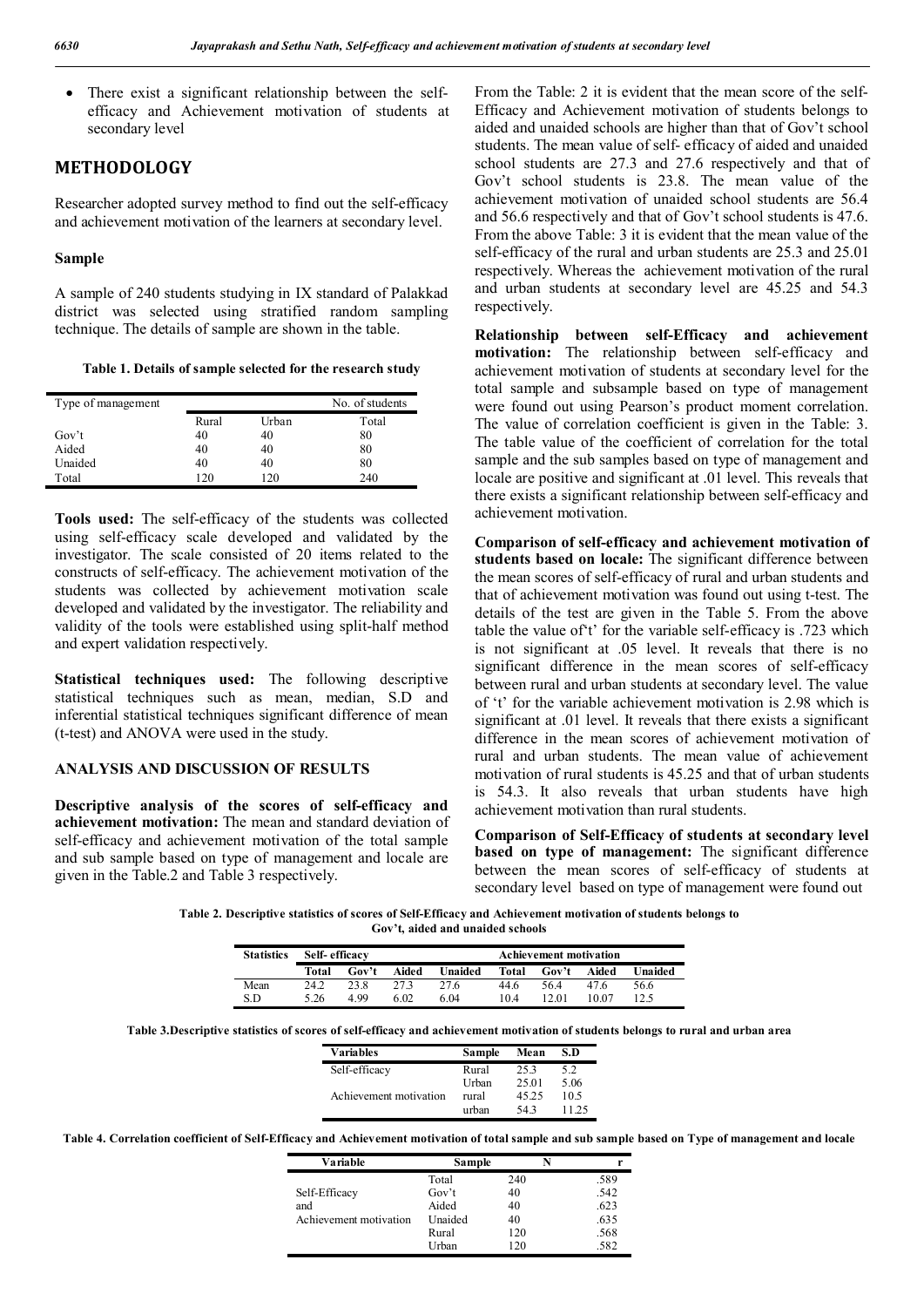- There exist a significant relationship between the self-efficacy and Achievement motivation of students at secondary level

## METHODOLOGY

Researcher adopted survey method to find out the self-efficacy and achievement motivation of the learners at secondary level.

### Sample

A sample of 240 students studying in IX standard of Palakkad district was selected using stratified random sampling technique. The details of sample are shown in the table.

**Table 1. Details of sample selected for the research study**

| Type of management | | | No. of students |
|---|---|---|---|
| | Rural | Urban | Total |
| Gov't | 40 | 40 | 80 |
| Aided | 40 | 40 | 80 |
| Unaided | 40 | 40 | 80 |
| Total | 120 | 120 | 240 |

**Tools used:** The self-efficacy of the students was collected using self-efficacy scale developed and validated by the investigator. The scale consisted of 20 items related to the constructs of self-efficacy. The achievement motivation of the students was collected by achievement motivation scale developed and validated by the investigator. The reliability and validity of the tools were established using split-half method and expert validation respectively.

**Statistical techniques used:** The following descriptive statistical techniques such as mean, median, S.D and inferential statistical techniques significant difference of mean (t-test) and ANOVA were used in the study.

## ANALYSIS AND DISCUSSION OF RESULTS

**Descriptive analysis of the scores of self-efficacy and achievement motivation:** The mean and standard deviation of self-efficacy and achievement motivation of the total sample and sub sample based on type of management and locale are given in the Table.2 and Table 3 respectively.

From the Table: 2 it is evident that the mean score of the self-Efficacy and Achievement motivation of students belongs to aided and unaided schools are higher than that of Gov't school students. The mean value of self- efficacy of aided and unaided school students are 27.3 and 27.6 respectively and that of Gov't school students is 23.8. The mean value of the achievement motivation of unaided school students are 56.4 and 56.6 respectively and that of Gov't school students is 47.6. From the above Table: 3 it is evident that the mean value of the self-efficacy of the rural and urban students are 25.3 and 25.01 respectively. Whereas the achievement motivation of the rural and urban students at secondary level are 45.25 and 54.3 respectively.

**Relationship between self-Efficacy and achievement motivation:** The relationship between self-efficacy and achievement motivation of students at secondary level for the total sample and subsample based on type of management were found out using Pearson's product moment correlation. The value of correlation coefficient is given in the Table: 3. The table value of the coefficient of correlation for the total sample and the sub samples based on type of management and locale are positive and significant at .01 level. This reveals that there exists a significant relationship between self-efficacy and achievement motivation.

**Comparison of self-efficacy and achievement motivation of students based on locale:** The significant difference between the mean scores of self-efficacy of rural and urban students and that of achievement motivation was found out using t-test. The details of the test are given in the Table 5. From the above table the value of't' for the variable self-efficacy is .723 which is not significant at .05 level. It reveals that there is no significant difference in the mean scores of self-efficacy between rural and urban students at secondary level. The value of 't' for the variable achievement motivation is 2.98 which is significant at .01 level. It reveals that there exists a significant difference in the mean scores of achievement motivation of rural and urban students. The mean value of achievement motivation of rural students is 45.25 and that of urban students is 54.3. It also reveals that urban students have high achievement motivation than rural students.

**Comparison of Self-Efficacy of students at secondary level based on type of management:** The significant difference between the mean scores of self-efficacy of students at secondary level based on type of management were found out

**Table 2. Descriptive statistics of scores of Self-Efficacy and Achievement motivation of students belongs to Gov't, aided and unaided schools**

| Statistics | Self- efficacy | | | | Achievement motivation | | | |
|---|---|---|---|---|---|---|---|---|
| | Total | Gov't | Aided | Unaided | Total | Gov't | Aided | Unaided |
| Mean | 24.2 | 23.8 | 27.3 | 27.6 | 44.6 | 56.4 | 47.6 | 56.6 |
| S.D | 5.26 | 4.99 | 6.02 | 6.04 | 10.4 | 12.01 | 10.07 | 12.5 |

**Table 3.Descriptive statistics of scores of self-efficacy and achievement motivation of students belongs to rural and urban area**

| Variables | Sample | Mean | S.D |
|---|---|---|---|
| Self-efficacy | Rural | 25.3 | 5.2 |
| | Urban | 25.01 | 5.06 |
| Achievement motivation | rural | 45.25 | 10.5 |
| | urban | 54.3 | 11.25 |

**Table 4. Correlation coefficient of Self-Efficacy and Achievement motivation of total sample and sub sample based on Type of management and locale**

| Variable | Sample | N | r |
|---|---|---|---|
| Self-Efficacy and Achievement motivation | Total | 240 | .589 |
| | Gov't | 40 | .542 |
| | Aided | 40 | .623 |
| | Unaided | 40 | .635 |
| | Rural | 120 | .568 |
| | Urban | 120 | .582 |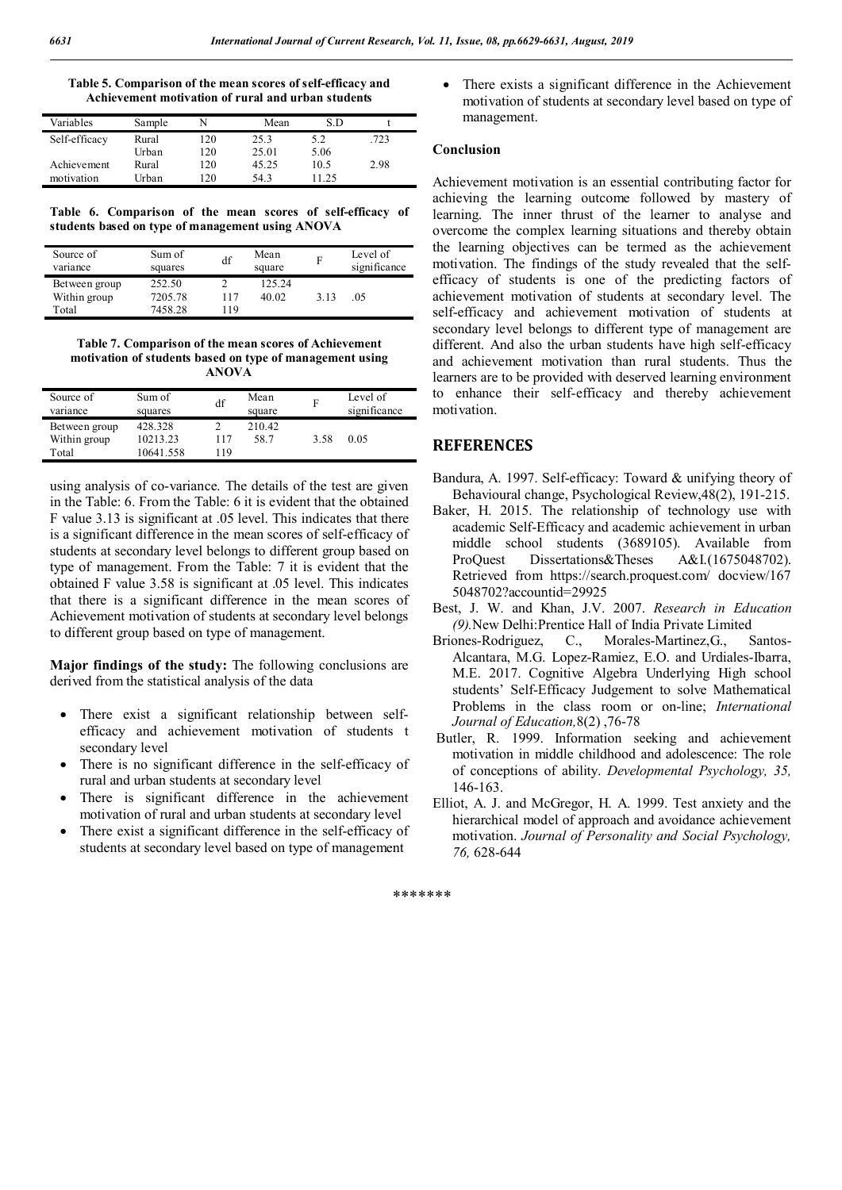**Table 5. Comparison of the mean scores of self-efficacy and Achievement motivation of rural and urban students**

| Variables | Sample | N | Mean | S.D | t |
|---|---|---|---|---|---|
| Self-efficacy | Rural | 120 | 25.3 | 5.2 | .723 |
| | Urban | 120 | 25.01 | 5.06 | |
| Achievement motivation | Rural | 120 | 45.25 | 10.5 | 2.98 |
| | Urban | 120 | 54.3 | 11.25 | |

**Table 6. Comparison of the mean scores of self-efficacy of students based on type of management using ANOVA**

| Source of variance | Sum of squares | df | Mean square | F | Level of significance |
|---|---|---|---|---|---|
| Between group | 252.50 | 2 | 125.24 | | |
| Within group | 7205.78 | 117 | 40.02 | 3.13 | .05 |
| Total | 7458.28 | 119 | | | |

**Table 7. Comparison of the mean scores of Achievement motivation of students based on type of management using ANOVA**

| Source of variance | Sum of squares | df | Mean square | F | Level of significance |
|---|---|---|---|---|---|
| Between group | 428.328 | 2 | 210.42 | | |
| Within group | 10213.23 | 117 | 58.7 | 3.58 | 0.05 |
| Total | 10641.558 | 119 | | | |

using analysis of co-variance. The details of the test are given in the Table: 6. From the Table: 6 it is evident that the obtained F value 3.13 is significant at .05 level. This indicates that there is a significant difference in the mean scores of self-efficacy of students at secondary level belongs to different group based on type of management. From the Table: 7 it is evident that the obtained F value 3.58 is significant at .05 level. This indicates that there is a significant difference in the mean scores of Achievement motivation of students at secondary level belongs to different group based on type of management.

**Major findings of the study:** The following conclusions are derived from the statistical analysis of the data

- There exist a significant relationship between self-efficacy and achievement motivation of students t secondary level
- There is no significant difference in the self-efficacy of rural and urban students at secondary level
- There is significant difference in the achievement motivation of rural and urban students at secondary level
- There exist a significant difference in the self-efficacy of students at secondary level based on type of management
- There exists a significant difference in the Achievement motivation of students at secondary level based on type of management.

### Conclusion

Achievement motivation is an essential contributing factor for achieving the learning outcome followed by mastery of learning. The inner thrust of the learner to analyse and overcome the complex learning situations and thereby obtain the learning objectives can be termed as the achievement motivation. The findings of the study revealed that the self-efficacy of students is one of the predicting factors of achievement motivation of students at secondary level. The self-efficacy and achievement motivation of students at secondary level belongs to different type of management are different. And also the urban students have high self-efficacy and achievement motivation than rural students. Thus the learners are to be provided with deserved learning environment to enhance their self-efficacy and thereby achievement motivation.

## REFERENCES

Bandura, A. 1997. Self-efficacy: Toward & unifying theory of Behavioural change, Psychological Review,48(2), 191-215.

Baker, H. 2015. The relationship of technology use with academic Self-Efficacy and academic achievement in urban middle school students (3689105). Available from ProQuest Dissertations&Theses A&I.(1675048702). Retrieved from https://search.proquest.com/ docview/1675048702?accountid=29925

Best, J. W. and Khan, J.V. 2007. *Research in Education (9).*New Delhi:Prentice Hall of India Private Limited

Briones-Rodriguez, C., Morales-Martinez,G., Santos-Alcantara, M.G. Lopez-Ramiez, E.O. and Urdiales-Ibarra, M.E. 2017. Cognitive Algebra Underlying High school students' Self-Efficacy Judgement to solve Mathematical Problems in the class room or on-line; *International Journal of Education,*8(2) ,76-78

Butler, R. 1999. Information seeking and achievement motivation in middle childhood and adolescence: The role of conceptions of ability. *Developmental Psychology, 35,* 146-163.

Elliot, A. J. and McGregor, H. A. 1999. Test anxiety and the hierarchical model of approach and avoidance achievement motivation. *Journal of Personality and Social Psychology, 76,* 628-644

\*\*\*\*\*\*\*